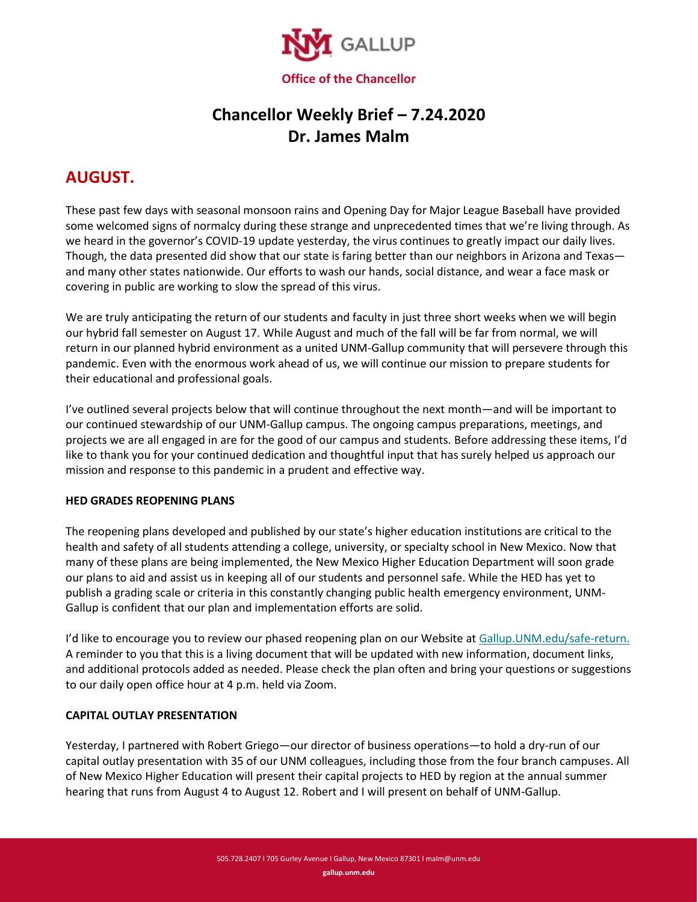Office of the Chancellor

# Chancellor Weekly Brief – 7.24.2020
# Dr. James Malm

## AUGUST.

These past few days with seasonal monsoon rains and Opening Day for Major League Baseball have provided some welcomed signs of normalcy during these strange and unprecedented times that we're living through. As we heard in the governor's COVID-19 update yesterday, the virus continues to greatly impact our daily lives. Though, the data presented did show that our state is faring better than our neighbors in Arizona and Texas—and many other states nationwide. Our efforts to wash our hands, social distance, and wear a face mask or covering in public are working to slow the spread of this virus.

We are truly anticipating the return of our students and faculty in just three short weeks when we will begin our hybrid fall semester on August 17. While August and much of the fall will be far from normal, we will return in our planned hybrid environment as a united UNM-Gallup community that will persevere through this pandemic. Even with the enormous work ahead of us, we will continue our mission to prepare students for their educational and professional goals.

I've outlined several projects below that will continue throughout the next month—and will be important to our continued stewardship of our UNM-Gallup campus. The ongoing campus preparations, meetings, and projects we are all engaged in are for the good of our campus and students. Before addressing these items, I'd like to thank you for your continued dedication and thoughtful input that has surely helped us approach our mission and response to this pandemic in a prudent and effective way.

**HED GRADES REOPENING PLANS**

The reopening plans developed and published by our state's higher education institutions are critical to the health and safety of all students attending a college, university, or specialty school in New Mexico. Now that many of these plans are being implemented, the New Mexico Higher Education Department will soon grade our plans to aid and assist us in keeping all of our students and personnel safe. While the HED has yet to publish a grading scale or criteria in this constantly changing public health emergency environment, UNM-Gallup is confident that our plan and implementation efforts are solid.

I'd like to encourage you to review our phased reopening plan on our Website at Gallup.UNM.edu/safe-return. A reminder to you that this is a living document that will be updated with new information, document links, and additional protocols added as needed. Please check the plan often and bring your questions or suggestions to our daily open office hour at 4 p.m. held via Zoom.

**CAPITAL OUTLAY PRESENTATION**

Yesterday, I partnered with Robert Griego—our director of business operations—to hold a dry-run of our capital outlay presentation with 35 of our UNM colleagues, including those from the four branch campuses. All of New Mexico Higher Education will present their capital projects to HED by region at the annual summer hearing that runs from August 4 to August 12. Robert and I will present on behalf of UNM-Gallup.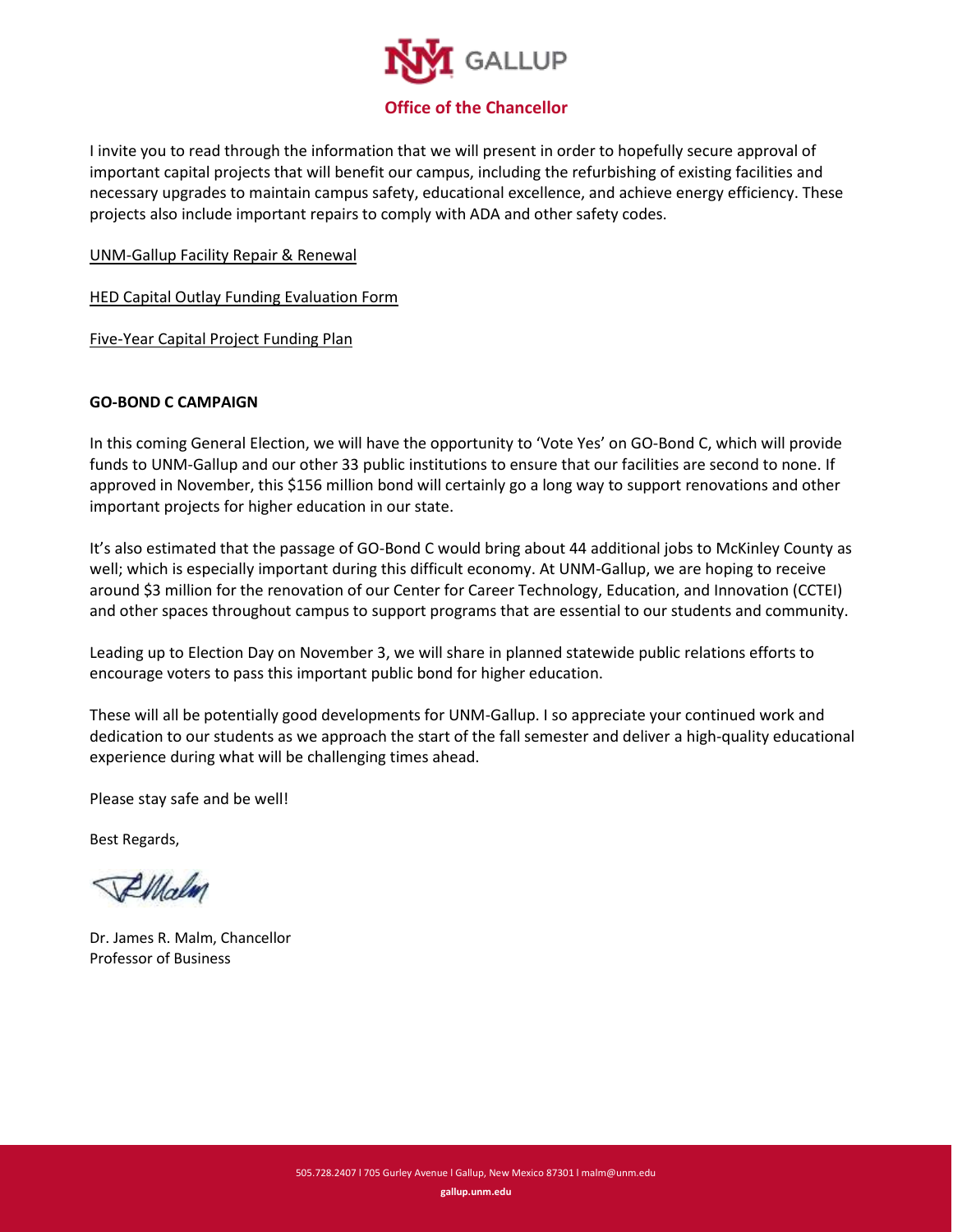I invite you to read through the information that we will present in order to hopefully secure approval of important capital projects that will benefit our campus, including the refurbishing of existing facilities and necessary upgrades to maintain campus safety, educational excellence, and achieve energy efficiency. These projects also include important repairs to comply with ADA and other safety codes.

UNM-Gallup Facility Repair & Renewal

HED Capital Outlay Funding Evaluation Form

Five-Year Capital Project Funding Plan

**GO-BOND C CAMPAIGN**

In this coming General Election, we will have the opportunity to 'Vote Yes' on GO-Bond C, which will provide funds to UNM-Gallup and our other 33 public institutions to ensure that our facilities are second to none. If approved in November, this $156 million bond will certainly go a long way to support renovations and other important projects for higher education in our state.

It's also estimated that the passage of GO-Bond C would bring about 44 additional jobs to McKinley County as well; which is especially important during this difficult economy. At UNM-Gallup, we are hoping to receive around $3 million for the renovation of our Center for Career Technology, Education, and Innovation (CCTEI) and other spaces throughout campus to support programs that are essential to our students and community.

Leading up to Election Day on November 3, we will share in planned statewide public relations efforts to encourage voters to pass this important public bond for higher education.

These will all be potentially good developments for UNM-Gallup. I so appreciate your continued work and dedication to our students as we approach the start of the fall semester and deliver a high-quality educational experience during what will be challenging times ahead.

Please stay safe and be well!

Best Regards,

Dr. James R. Malm, Chancellor
Professor of Business